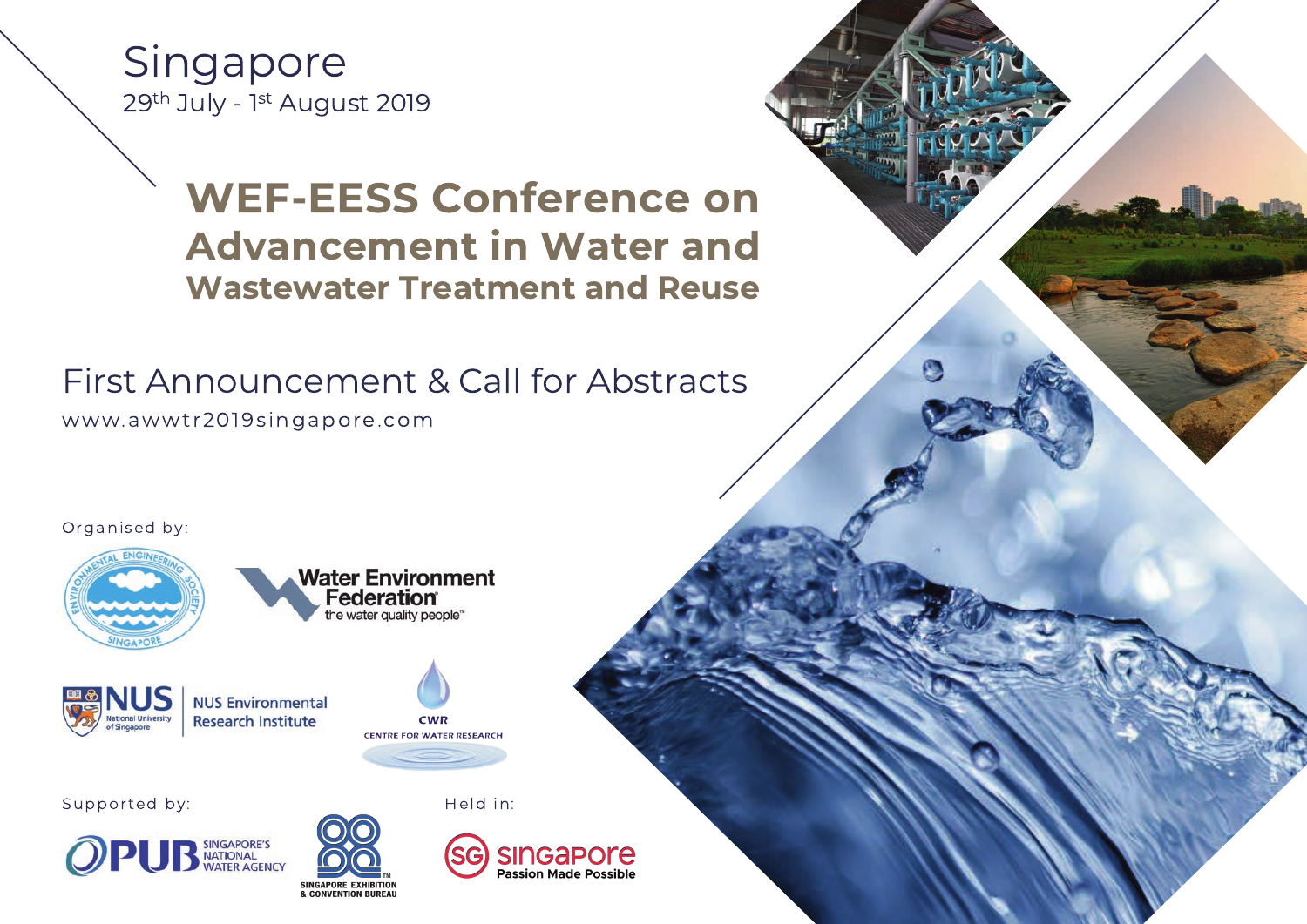Singapore

29th July - 1st August 2019

# WEF-EESS Conference on Advancement in Water and Wastewater Treatment and Reuse

## First Announcement & Call for Abstracts

www.awwtr2019singapore.com

Organised by:

Environmental Engineering Society Singapore

Water Environment Federation — the water quality people™

NUS National University of Singapore | NUS Environmental Research Institute

CWR Centre for Water Research

Supported by:

PUB Singapore's National Water Agency

Singapore Exhibition & Convention Bureau

Held in:

SG Singapore Passion Made Possible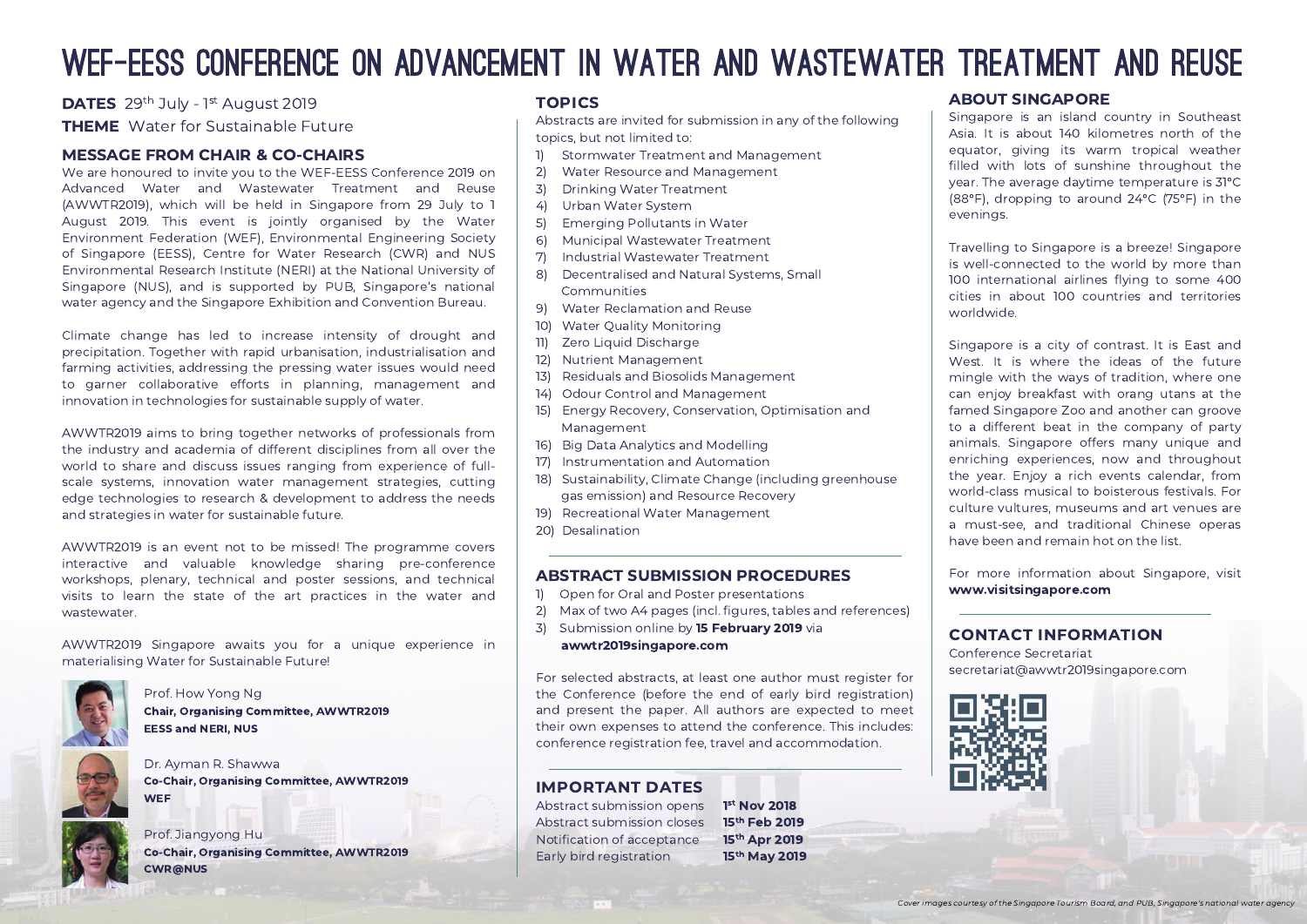# WEF-EESS CONFERENCE ON ADVANCEMENT IN WATER AND WASTEWATER TREATMENT AND REUSE

**DATES** 29th July - 1st August 2019

**THEME** Water for Sustainable Future

## MESSAGE FROM CHAIR & CO-CHAIRS

We are honoured to invite you to the WEF-EESS Conference 2019 on Advanced Water and Wastewater Treatment and Reuse (AWWTR2019), which will be held in Singapore from 29 July to 1 August 2019. This event is jointly organised by the Water Environment Federation (WEF), Environmental Engineering Society of Singapore (EESS), Centre for Water Research (CWR) and NUS Environmental Research Institute (NERI) at the National University of Singapore (NUS), and is supported by PUB, Singapore's national water agency and the Singapore Exhibition and Convention Bureau.

Climate change has led to increase intensity of drought and precipitation. Together with rapid urbanisation, industrialisation and farming activities, addressing the pressing water issues would need to garner collaborative efforts in planning, management and innovation in technologies for sustainable supply of water.

AWWTR2019 aims to bring together networks of professionals from the industry and academia of different disciplines from all over the world to share and discuss issues ranging from experience of full-scale systems, innovation water management strategies, cutting edge technologies to research & development to address the needs and strategies in water for sustainable future.

AWWTR2019 is an event not to be missed! The programme covers interactive and valuable knowledge sharing pre-conference workshops, plenary, technical and poster sessions, and technical visits to learn the state of the art practices in the water and wastewater.

AWWTR2019 Singapore awaits you for a unique experience in materialising Water for Sustainable Future!

Prof. How Yong Ng
**Chair, Organising Committee, AWWTR2019**
**EESS and NERI, NUS**

Dr. Ayman R. Shawwa
**Co-Chair, Organising Committee, AWWTR2019**
**WEF**

Prof. Jiangyong Hu
**Co-Chair, Organising Committee, AWWTR2019**
**CWR@NUS**

## TOPICS

Abstracts are invited for submission in any of the following topics, but not limited to:

1) Stormwater Treatment and Management
2) Water Resource and Management
3) Drinking Water Treatment
4) Urban Water System
5) Emerging Pollutants in Water
6) Municipal Wastewater Treatment
7) Industrial Wastewater Treatment
8) Decentralised and Natural Systems, Small Communities
9) Water Reclamation and Reuse
10) Water Quality Monitoring
11) Zero Liquid Discharge
12) Nutrient Management
13) Residuals and Biosolids Management
14) Odour Control and Management
15) Energy Recovery, Conservation, Optimisation and Management
16) Big Data Analytics and Modelling
17) Instrumentation and Automation
18) Sustainability, Climate Change (including greenhouse gas emission) and Resource Recovery
19) Recreational Water Management
20) Desalination

## ABSTRACT SUBMISSION PROCEDURES

1) Open for Oral and Poster presentations
2) Max of two A4 pages (incl. figures, tables and references)
3) Submission online by **15 February 2019** via **awwtr2019singapore.com**

For selected abstracts, at least one author must register for the Conference (before the end of early bird registration) and present the paper. All authors are expected to meet their own expenses to attend the conference. This includes: conference registration fee, travel and accommodation.

## IMPORTANT DATES

| | |
|---|---|
| Abstract submission opens | **1st Nov 2018** |
| Abstract submission closes | **15th Feb 2019** |
| Notification of acceptance | **15th Apr 2019** |
| Early bird registration | **15th May 2019** |

## ABOUT SINGAPORE

Singapore is an island country in Southeast Asia. It is about 140 kilometres north of the equator, giving its warm tropical weather filled with lots of sunshine throughout the year. The average daytime temperature is 31°C (88°F), dropping to around 24°C (75°F) in the evenings.

Travelling to Singapore is a breeze! Singapore is well-connected to the world by more than 100 international airlines flying to some 400 cities in about 100 countries and territories worldwide.

Singapore is a city of contrast. It is East and West. It is where the ideas of the future mingle with the ways of tradition, where one can enjoy breakfast with orang utans at the famed Singapore Zoo and another can groove to a different beat in the company of party animals. Singapore offers many unique and enriching experiences, now and throughout the year. Enjoy a rich events calendar, from world-class musical to boisterous festivals. For culture vultures, museums and art venues are a must-see, and traditional Chinese operas have been and remain hot on the list.

For more information about Singapore, visit **www.visitsingapore.com**

## CONTACT INFORMATION

Conference Secretariat
secretariat@awwtr2019singapore.com

*Cover images courtesy of the Singapore Tourism Board, and PUB, Singapore's national water agency*